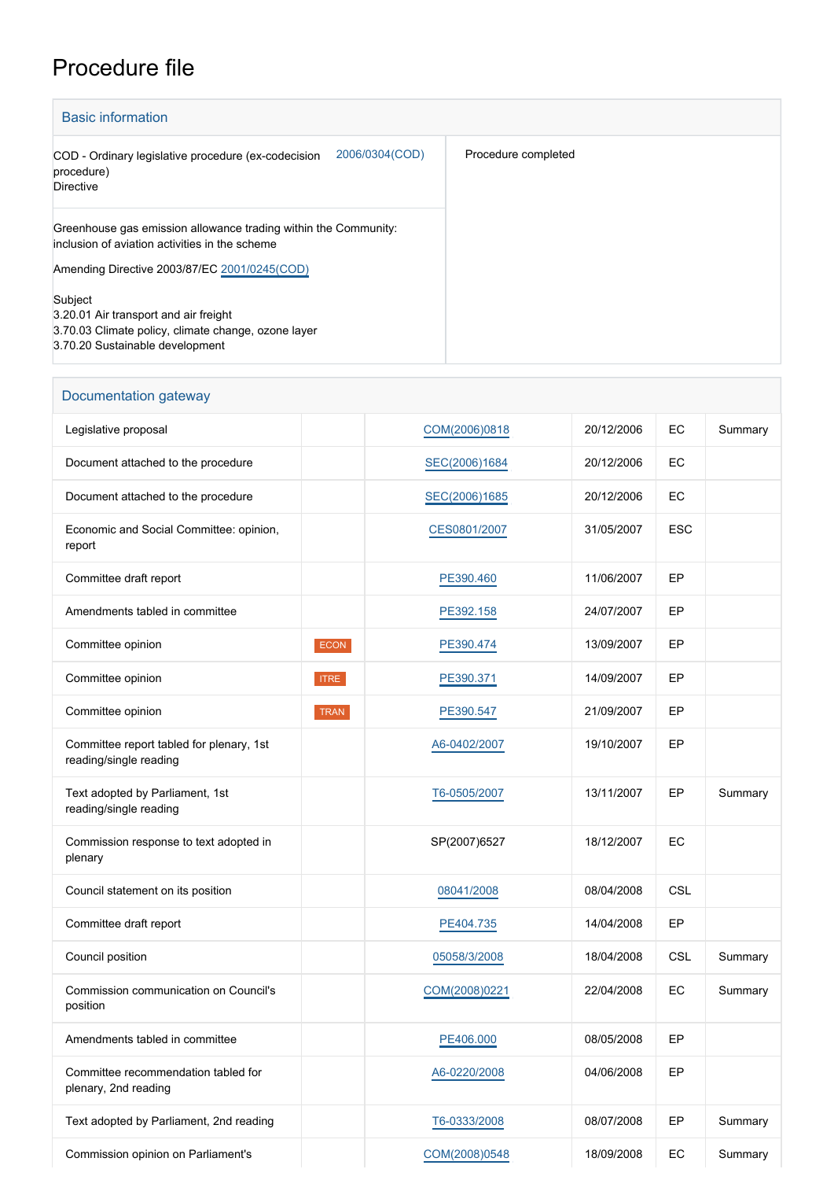# Procedure file

## Basic information

| | |
|---|---|
| COD - Ordinary legislative procedure (ex-codecision procedure)<br>Directive 2006/0304(COD) | Procedure completed |
| Greenhouse gas emission allowance trading within the Community: inclusion of aviation activities in the scheme<br><br>Amending Directive 2003/87/EC 2001/0245(COD)<br><br>Subject<br>3.20.01 Air transport and air freight<br>3.70.03 Climate policy, climate change, ozone layer<br>3.70.20 Sustainable development | |

## Documentation gateway

| | | | | | |
|---|---|---|---|---|---|
| Legislative proposal | | COM(2006)0818 | 20/12/2006 | EC | Summary |
| Document attached to the procedure | | SEC(2006)1684 | 20/12/2006 | EC | |
| Document attached to the procedure | | SEC(2006)1685 | 20/12/2006 | EC | |
| Economic and Social Committee: opinion, report | | CES0801/2007 | 31/05/2007 | ESC | |
| Committee draft report | | PE390.460 | 11/06/2007 | EP | |
| Amendments tabled in committee | | PE392.158 | 24/07/2007 | EP | |
| Committee opinion | ECON | PE390.474 | 13/09/2007 | EP | |
| Committee opinion | ITRE | PE390.371 | 14/09/2007 | EP | |
| Committee opinion | TRAN | PE390.547 | 21/09/2007 | EP | |
| Committee report tabled for plenary, 1st reading/single reading | | A6-0402/2007 | 19/10/2007 | EP | |
| Text adopted by Parliament, 1st reading/single reading | | T6-0505/2007 | 13/11/2007 | EP | Summary |
| Commission response to text adopted in plenary | | SP(2007)6527 | 18/12/2007 | EC | |
| Council statement on its position | | 08041/2008 | 08/04/2008 | CSL | |
| Committee draft report | | PE404.735 | 14/04/2008 | EP | |
| Council position | | 05058/3/2008 | 18/04/2008 | CSL | Summary |
| Commission communication on Council's position | | COM(2008)0221 | 22/04/2008 | EC | Summary |
| Amendments tabled in committee | | PE406.000 | 08/05/2008 | EP | |
| Committee recommendation tabled for plenary, 2nd reading | | A6-0220/2008 | 04/06/2008 | EP | |
| Text adopted by Parliament, 2nd reading | | T6-0333/2008 | 08/07/2008 | EP | Summary |
| Commission opinion on Parliament's | | COM(2008)0548 | 18/09/2008 | EC | Summary |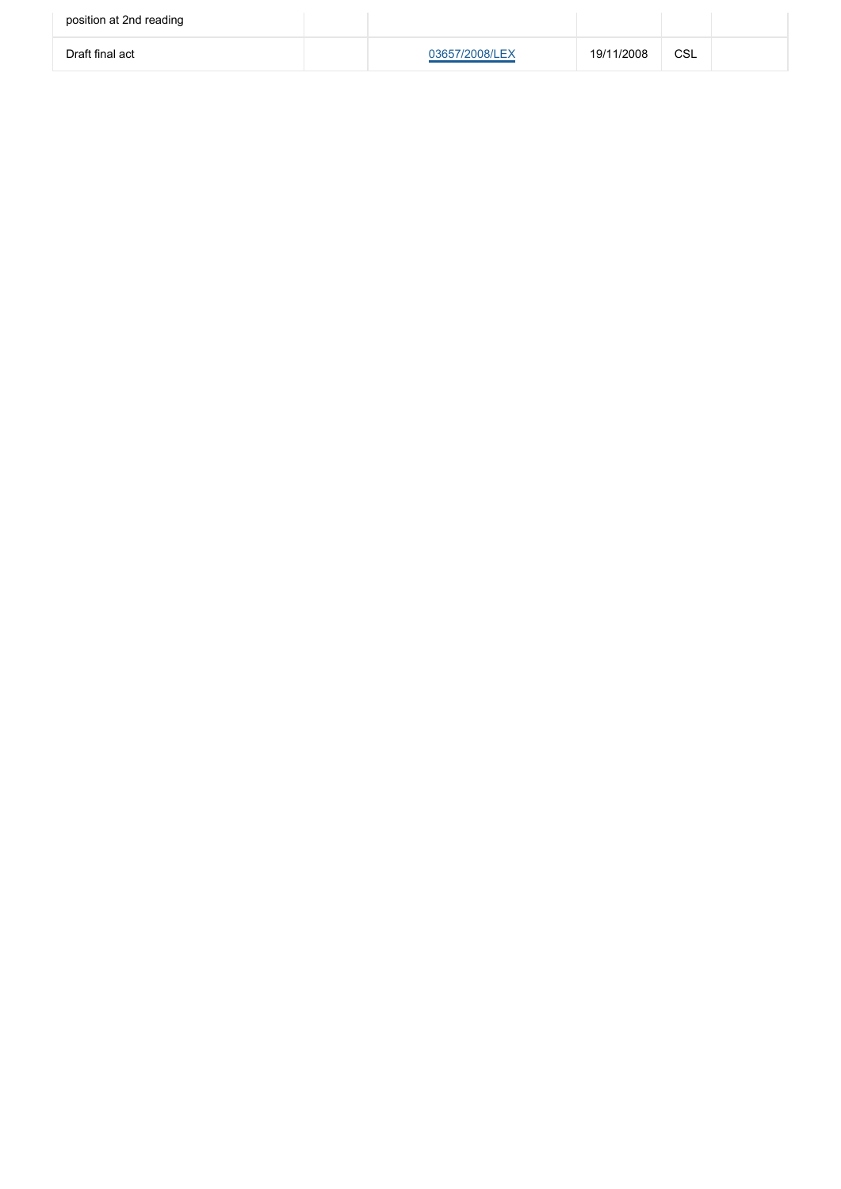| | | | | | |
|---|---|---|---|---|---|
| position at 2nd reading | | | | | |
| Draft final act | | 03657/2008/LEX | 19/11/2008 | CSL | |